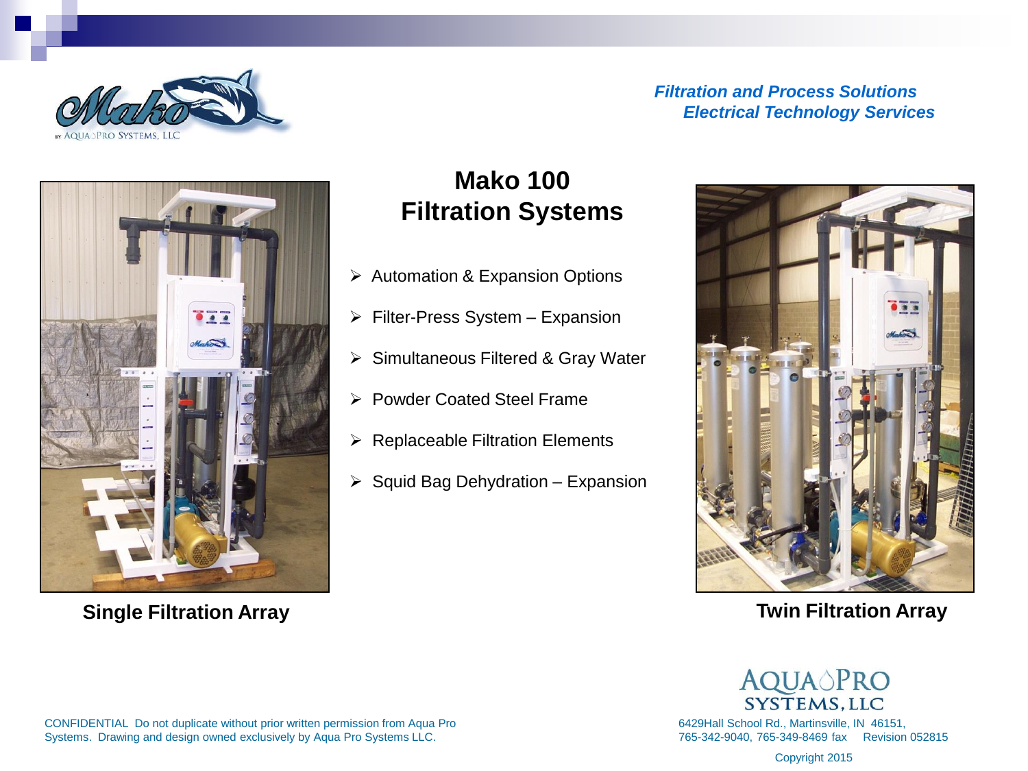*Filtration and Process Solutions*
*Electrical Technology Services*

# Mako 100 Filtration Systems

- Automation & Expansion Options
- Filter-Press System – Expansion
- Simultaneous Filtered & Gray Water
- Powder Coated Steel Frame
- Replaceable Filtration Elements
- Squid Bag Dehydration – Expansion

**Single Filtration Array**

**Twin Filtration Array**

AQUA PRO SYSTEMS, LLC

6429Hall School Rd., Martinsville, IN 46151,
765-342-9040, 765-349-8469 fax Revision 052815

Copyright 2015

CONFIDENTIAL Do not duplicate without prior written permission from Aqua Pro Systems. Drawing and design owned exclusively by Aqua Pro Systems LLC.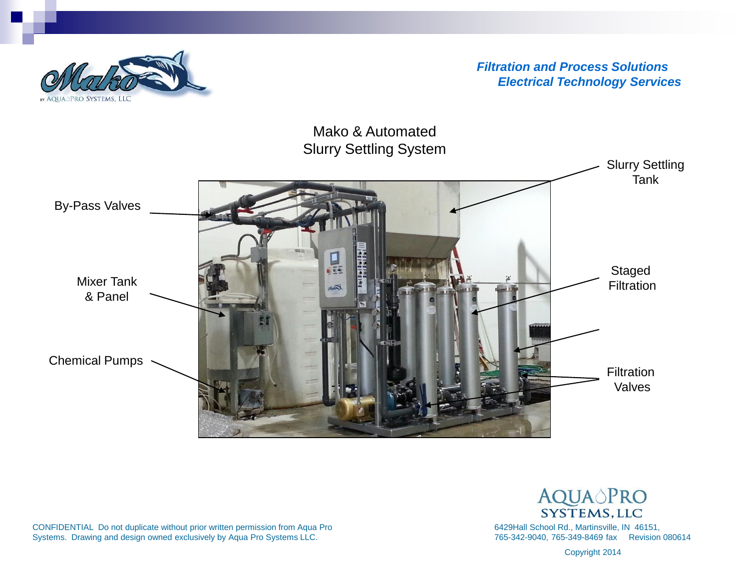*Filtration and Process Solutions*
*Electrical Technology Services*

Mako & Automated
Slurry Settling System

By-Pass Valves

Mixer Tank & Panel

Chemical Pumps

Slurry Settling Tank

Staged Filtration

Filtration Valves

CONFIDENTIAL Do not duplicate without prior written permission from Aqua Pro Systems. Drawing and design owned exclusively by Aqua Pro Systems LLC.

AQUA PRO SYSTEMS, LLC

6429Hall School Rd., Martinsville, IN 46151,
765-342-9040, 765-349-8469 fax Revision 080614

Copyright 2014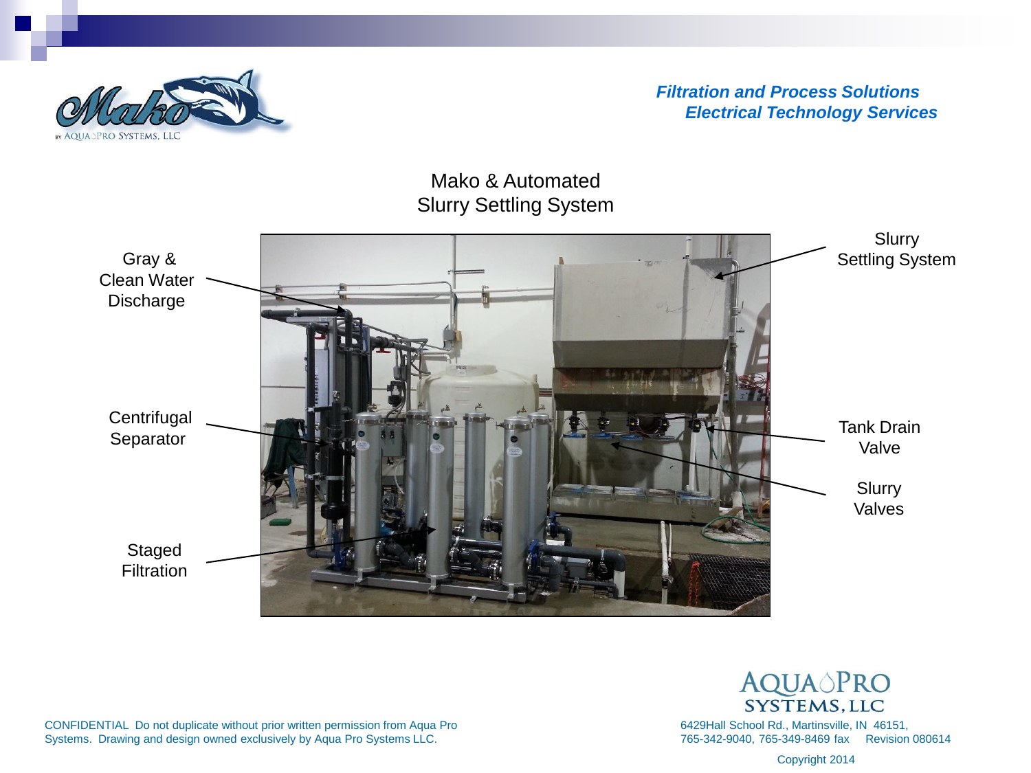*Filtration and Process Solutions*
*Electrical Technology Services*

Mako & Automated
Slurry Settling System

Gray & Clean Water Discharge

Centrifugal Separator

Staged Filtration

Slurry Settling System

Tank Drain Valve

Slurry Valves

CONFIDENTIAL Do not duplicate without prior written permission from Aqua Pro Systems. Drawing and design owned exclusively by Aqua Pro Systems LLC.

AQUA PRO SYSTEMS, LLC

6429Hall School Rd., Martinsville, IN 46151,
765-342-9040, 765-349-8469 fax Revision 080614

Copyright 2014